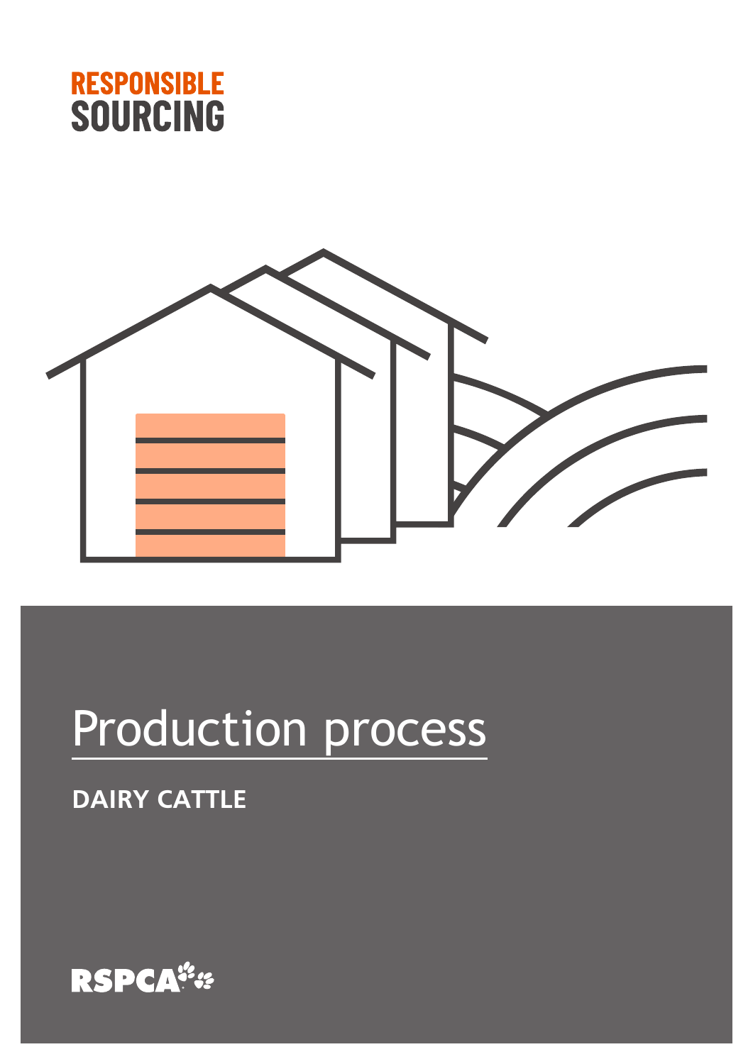RESPONSIBLE
SOURCING

# Production process

## DAIRY CATTLE

RSPCA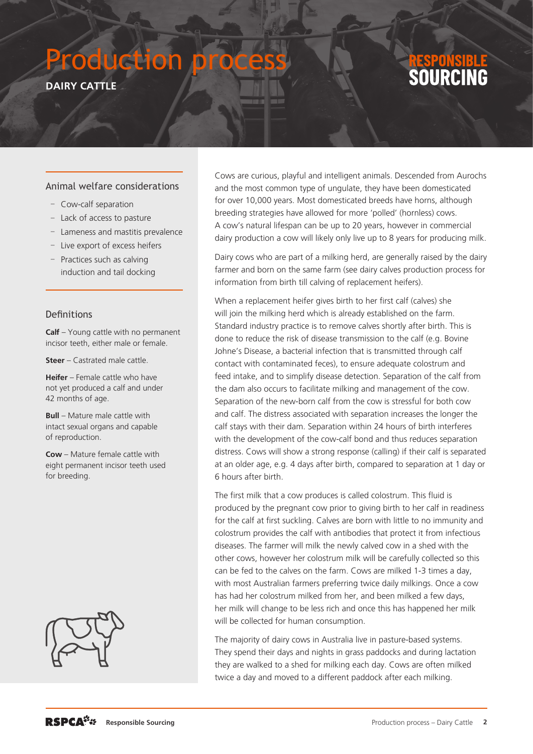# Production process

**DAIRY CATTLE**

RESPONSIBLE SOURCING

## Animal welfare considerations

- Cow-calf separation
- Lack of access to pasture
- Lameness and mastitis prevalence
- Live export of excess heifers
- Practices such as calving induction and tail docking

## Definitions

**Calf** – Young cattle with no permanent incisor teeth, either male or female.

**Steer** – Castrated male cattle.

**Heifer** – Female cattle who have not yet produced a calf and under 42 months of age.

**Bull** – Mature male cattle with intact sexual organs and capable of reproduction.

**Cow** – Mature female cattle with eight permanent incisor teeth used for breeding.

Cows are curious, playful and intelligent animals. Descended from Aurochs and the most common type of ungulate, they have been domesticated for over 10,000 years. Most domesticated breeds have horns, although breeding strategies have allowed for more 'polled' (hornless) cows. A cow's natural lifespan can be up to 20 years, however in commercial dairy production a cow will likely only live up to 8 years for producing milk.

Dairy cows who are part of a milking herd, are generally raised by the dairy farmer and born on the same farm (see dairy calves production process for information from birth till calving of replacement heifers).

When a replacement heifer gives birth to her first calf (calves) she will join the milking herd which is already established on the farm. Standard industry practice is to remove calves shortly after birth. This is done to reduce the risk of disease transmission to the calf (e.g. Bovine Johne's Disease, a bacterial infection that is transmitted through calf contact with contaminated feces), to ensure adequate colostrum and feed intake, and to simplify disease detection. Separation of the calf from the dam also occurs to facilitate milking and management of the cow. Separation of the new-born calf from the cow is stressful for both cow and calf. The distress associated with separation increases the longer the calf stays with their dam. Separation within 24 hours of birth interferes with the development of the cow-calf bond and thus reduces separation distress. Cows will show a strong response (calling) if their calf is separated at an older age, e.g. 4 days after birth, compared to separation at 1 day or 6 hours after birth.

The first milk that a cow produces is called colostrum. This fluid is produced by the pregnant cow prior to giving birth to her calf in readiness for the calf at first suckling. Calves are born with little to no immunity and colostrum provides the calf with antibodies that protect it from infectious diseases. The farmer will milk the newly calved cow in a shed with the other cows, however her colostrum milk will be carefully collected so this can be fed to the calves on the farm. Cows are milked 1-3 times a day, with most Australian farmers preferring twice daily milkings. Once a cow has had her colostrum milked from her, and been milked a few days, her milk will change to be less rich and once this has happened her milk will be collected for human consumption.

The majority of dairy cows in Australia live in pasture-based systems. They spend their days and nights in grass paddocks and during lactation they are walked to a shed for milking each day. Cows are often milked twice a day and moved to a different paddock after each milking.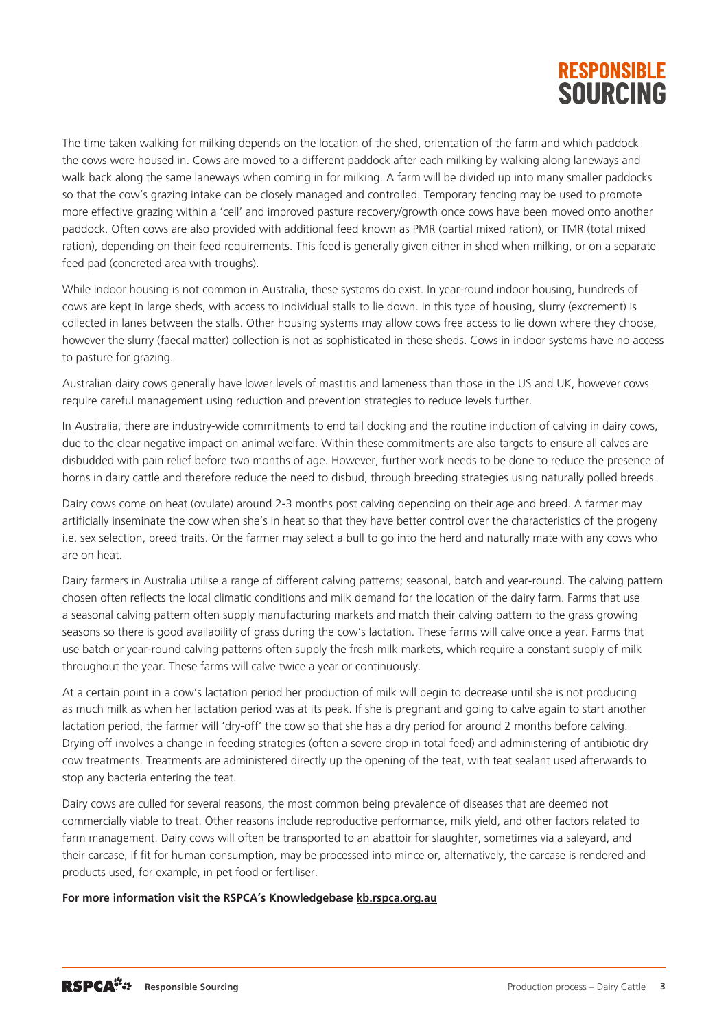The time taken walking for milking depends on the location of the shed, orientation of the farm and which paddock the cows were housed in. Cows are moved to a different paddock after each milking by walking along laneways and walk back along the same laneways when coming in for milking. A farm will be divided up into many smaller paddocks so that the cow's grazing intake can be closely managed and controlled. Temporary fencing may be used to promote more effective grazing within a 'cell' and improved pasture recovery/growth once cows have been moved onto another paddock. Often cows are also provided with additional feed known as PMR (partial mixed ration), or TMR (total mixed ration), depending on their feed requirements. This feed is generally given either in shed when milking, or on a separate feed pad (concreted area with troughs).

While indoor housing is not common in Australia, these systems do exist. In year-round indoor housing, hundreds of cows are kept in large sheds, with access to individual stalls to lie down. In this type of housing, slurry (excrement) is collected in lanes between the stalls. Other housing systems may allow cows free access to lie down where they choose, however the slurry (faecal matter) collection is not as sophisticated in these sheds. Cows in indoor systems have no access to pasture for grazing.

Australian dairy cows generally have lower levels of mastitis and lameness than those in the US and UK, however cows require careful management using reduction and prevention strategies to reduce levels further.

In Australia, there are industry-wide commitments to end tail docking and the routine induction of calving in dairy cows, due to the clear negative impact on animal welfare. Within these commitments are also targets to ensure all calves are disbudded with pain relief before two months of age. However, further work needs to be done to reduce the presence of horns in dairy cattle and therefore reduce the need to disbud, through breeding strategies using naturally polled breeds.

Dairy cows come on heat (ovulate) around 2-3 months post calving depending on their age and breed. A farmer may artificially inseminate the cow when she's in heat so that they have better control over the characteristics of the progeny i.e. sex selection, breed traits. Or the farmer may select a bull to go into the herd and naturally mate with any cows who are on heat.

Dairy farmers in Australia utilise a range of different calving patterns; seasonal, batch and year-round. The calving pattern chosen often reflects the local climatic conditions and milk demand for the location of the dairy farm. Farms that use a seasonal calving pattern often supply manufacturing markets and match their calving pattern to the grass growing seasons so there is good availability of grass during the cow's lactation. These farms will calve once a year. Farms that use batch or year-round calving patterns often supply the fresh milk markets, which require a constant supply of milk throughout the year. These farms will calve twice a year or continuously.

At a certain point in a cow's lactation period her production of milk will begin to decrease until she is not producing as much milk as when her lactation period was at its peak. If she is pregnant and going to calve again to start another lactation period, the farmer will 'dry-off' the cow so that she has a dry period for around 2 months before calving. Drying off involves a change in feeding strategies (often a severe drop in total feed) and administering of antibiotic dry cow treatments. Treatments are administered directly up the opening of the teat, with teat sealant used afterwards to stop any bacteria entering the teat.

Dairy cows are culled for several reasons, the most common being prevalence of diseases that are deemed not commercially viable to treat. Other reasons include reproductive performance, milk yield, and other factors related to farm management. Dairy cows will often be transported to an abattoir for slaughter, sometimes via a saleyard, and their carcase, if fit for human consumption, may be processed into mince or, alternatively, the carcase is rendered and products used, for example, in pet food or fertiliser.

**For more information visit the RSPCA's Knowledgebase kb.rspca.org.au**